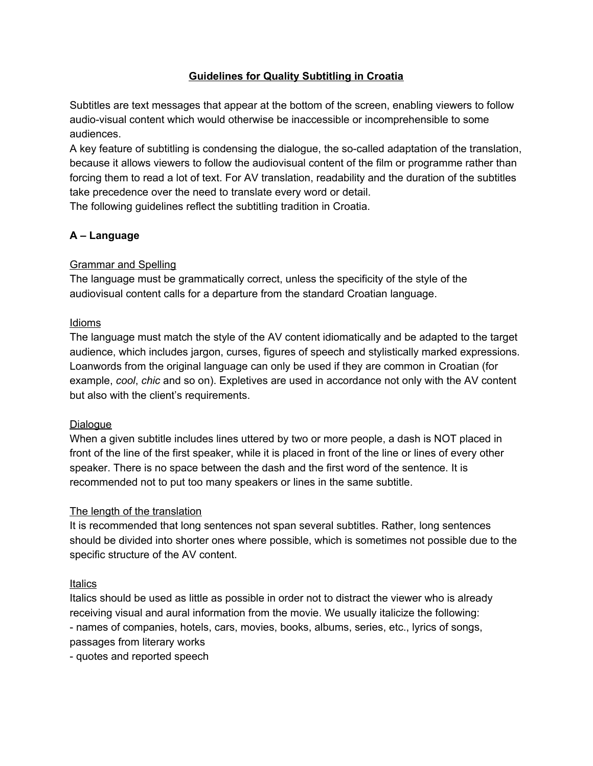# Guidelines for Quality Subtitling in Croatia

Subtitles are text messages that appear at the bottom of the screen, enabling viewers to follow audio-visual content which would otherwise be inaccessible or incomprehensible to some audiences.
A key feature of subtitling is condensing the dialogue, the so-called adaptation of the translation, because it allows viewers to follow the audiovisual content of the film or programme rather than forcing them to read a lot of text. For AV translation, readability and the duration of the subtitles take precedence over the need to translate every word or detail.
The following guidelines reflect the subtitling tradition in Croatia.

## A – Language

### Grammar and Spelling

The language must be grammatically correct, unless the specificity of the style of the audiovisual content calls for a departure from the standard Croatian language.

### Idioms

The language must match the style of the AV content idiomatically and be adapted to the target audience, which includes jargon, curses, figures of speech and stylistically marked expressions. Loanwords from the original language can only be used if they are common in Croatian (for example, *cool*, *chic* and so on). Expletives are used in accordance not only with the AV content but also with the client's requirements.

### Dialogue

When a given subtitle includes lines uttered by two or more people, a dash is NOT placed in front of the line of the first speaker, while it is placed in front of the line or lines of every other speaker. There is no space between the dash and the first word of the sentence. It is recommended not to put too many speakers or lines in the same subtitle.

### The length of the translation

It is recommended that long sentences not span several subtitles. Rather, long sentences should be divided into shorter ones where possible, which is sometimes not possible due to the specific structure of the AV content.

### Italics

Italics should be used as little as possible in order not to distract the viewer who is already receiving visual and aural information from the movie. We usually italicize the following:

- names of companies, hotels, cars, movies, books, albums, series, etc., lyrics of songs, passages from literary works
- quotes and reported speech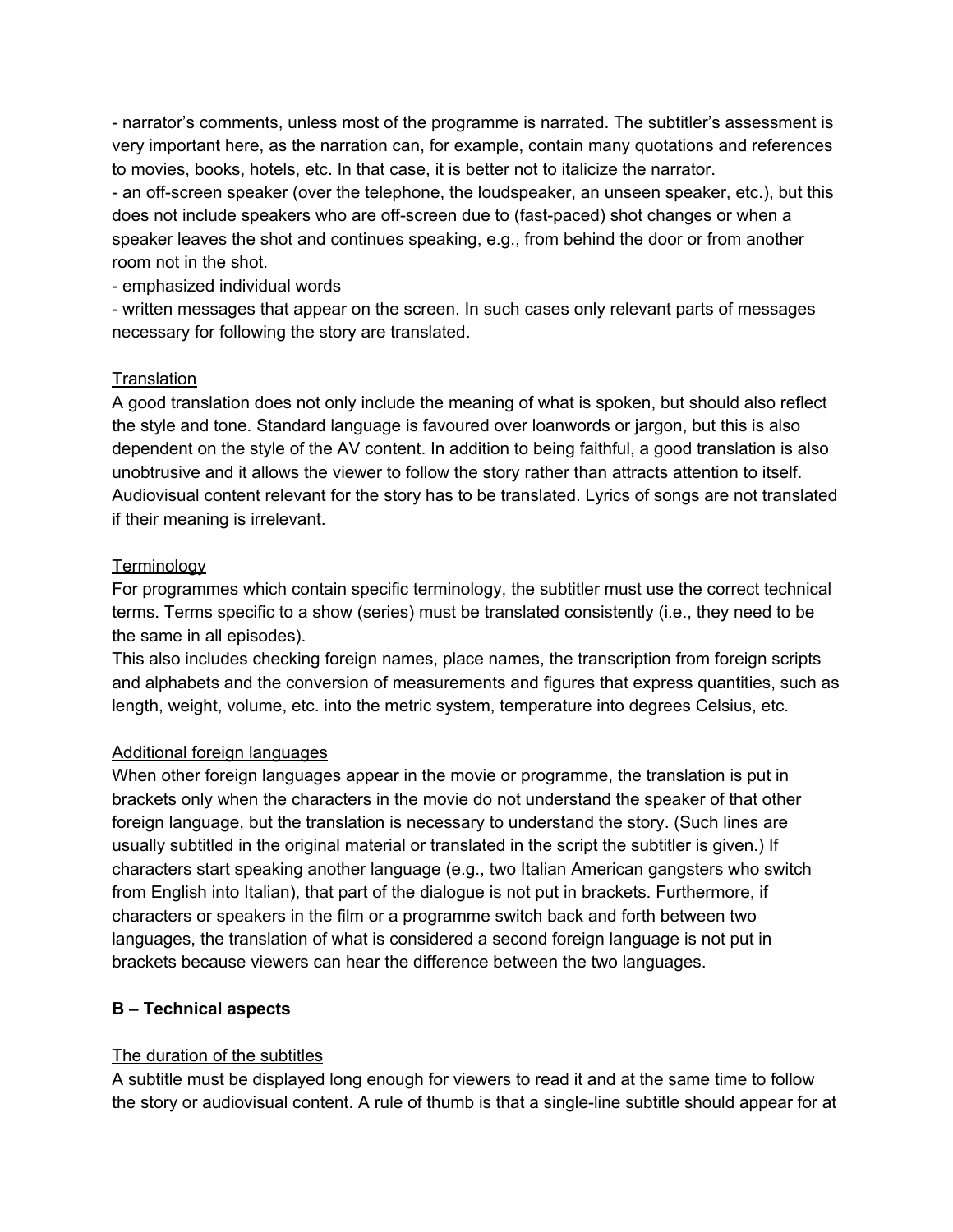- narrator's comments, unless most of the programme is narrated. The subtitler's assessment is very important here, as the narration can, for example, contain many quotations and references to movies, books, hotels, etc. In that case, it is better not to italicize the narrator.
- an off-screen speaker (over the telephone, the loudspeaker, an unseen speaker, etc.), but this does not include speakers who are off-screen due to (fast-paced) shot changes or when a speaker leaves the shot and continues speaking, e.g., from behind the door or from another room not in the shot.
- emphasized individual words
- written messages that appear on the screen. In such cases only relevant parts of messages necessary for following the story are translated.

Translation

A good translation does not only include the meaning of what is spoken, but should also reflect the style and tone. Standard language is favoured over loanwords or jargon, but this is also dependent on the style of the AV content. In addition to being faithful, a good translation is also unobtrusive and it allows the viewer to follow the story rather than attracts attention to itself. Audiovisual content relevant for the story has to be translated. Lyrics of songs are not translated if their meaning is irrelevant.

Terminology

For programmes which contain specific terminology, the subtitler must use the correct technical terms. Terms specific to a show (series) must be translated consistently (i.e., they need to be the same in all episodes).
This also includes checking foreign names, place names, the transcription from foreign scripts and alphabets and the conversion of measurements and figures that express quantities, such as length, weight, volume, etc. into the metric system, temperature into degrees Celsius, etc.

Additional foreign languages

When other foreign languages appear in the movie or programme, the translation is put in brackets only when the characters in the movie do not understand the speaker of that other foreign language, but the translation is necessary to understand the story. (Such lines are usually subtitled in the original material or translated in the script the subtitler is given.) If characters start speaking another language (e.g., two Italian American gangsters who switch from English into Italian), that part of the dialogue is not put in brackets. Furthermore, if characters or speakers in the film or a programme switch back and forth between two languages, the translation of what is considered a second foreign language is not put in brackets because viewers can hear the difference between the two languages.

**B – Technical aspects**

The duration of the subtitles

A subtitle must be displayed long enough for viewers to read it and at the same time to follow the story or audiovisual content. A rule of thumb is that a single-line subtitle should appear for at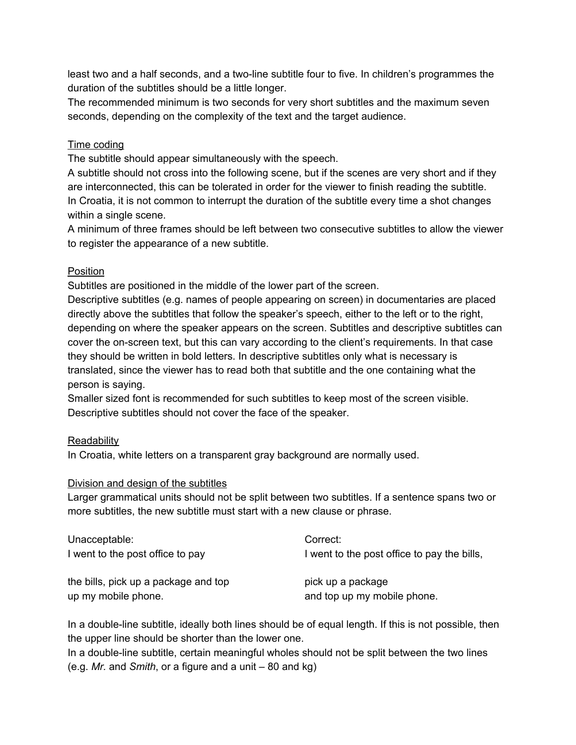least two and a half seconds, and a two-line subtitle four to five. In children's programmes the duration of the subtitles should be a little longer.
The recommended minimum is two seconds for very short subtitles and the maximum seven seconds, depending on the complexity of the text and the target audience.

Time coding

The subtitle should appear simultaneously with the speech.
A subtitle should not cross into the following scene, but if the scenes are very short and if they are interconnected, this can be tolerated in order for the viewer to finish reading the subtitle.
In Croatia, it is not common to interrupt the duration of the subtitle every time a shot changes within a single scene.
A minimum of three frames should be left between two consecutive subtitles to allow the viewer to register the appearance of a new subtitle.

Position

Subtitles are positioned in the middle of the lower part of the screen.
Descriptive subtitles (e.g. names of people appearing on screen) in documentaries are placed directly above the subtitles that follow the speaker's speech, either to the left or to the right, depending on where the speaker appears on the screen. Subtitles and descriptive subtitles can cover the on-screen text, but this can vary according to the client's requirements. In that case they should be written in bold letters. In descriptive subtitles only what is necessary is translated, since the viewer has to read both that subtitle and the one containing what the person is saying.
Smaller sized font is recommended for such subtitles to keep most of the screen visible.
Descriptive subtitles should not cover the face of the speaker.

Readability

In Croatia, white letters on a transparent gray background are normally used.

Division and design of the subtitles

Larger grammatical units should not be split between two subtitles. If a sentence spans two or more subtitles, the new subtitle must start with a new clause or phrase.

| Unacceptable: | Correct: |
|---|---|
| I went to the post office to pay | I went to the post office to pay the bills, |
| | |
| the bills, pick up a package and top<br>up my mobile phone. | pick up a package<br>and top up my mobile phone. |

In a double-line subtitle, ideally both lines should be of equal length. If this is not possible, then the upper line should be shorter than the lower one.
In a double-line subtitle, certain meaningful wholes should not be split between the two lines (e.g. *Mr.* and *Smith*, or a figure and a unit – 80 and kg)